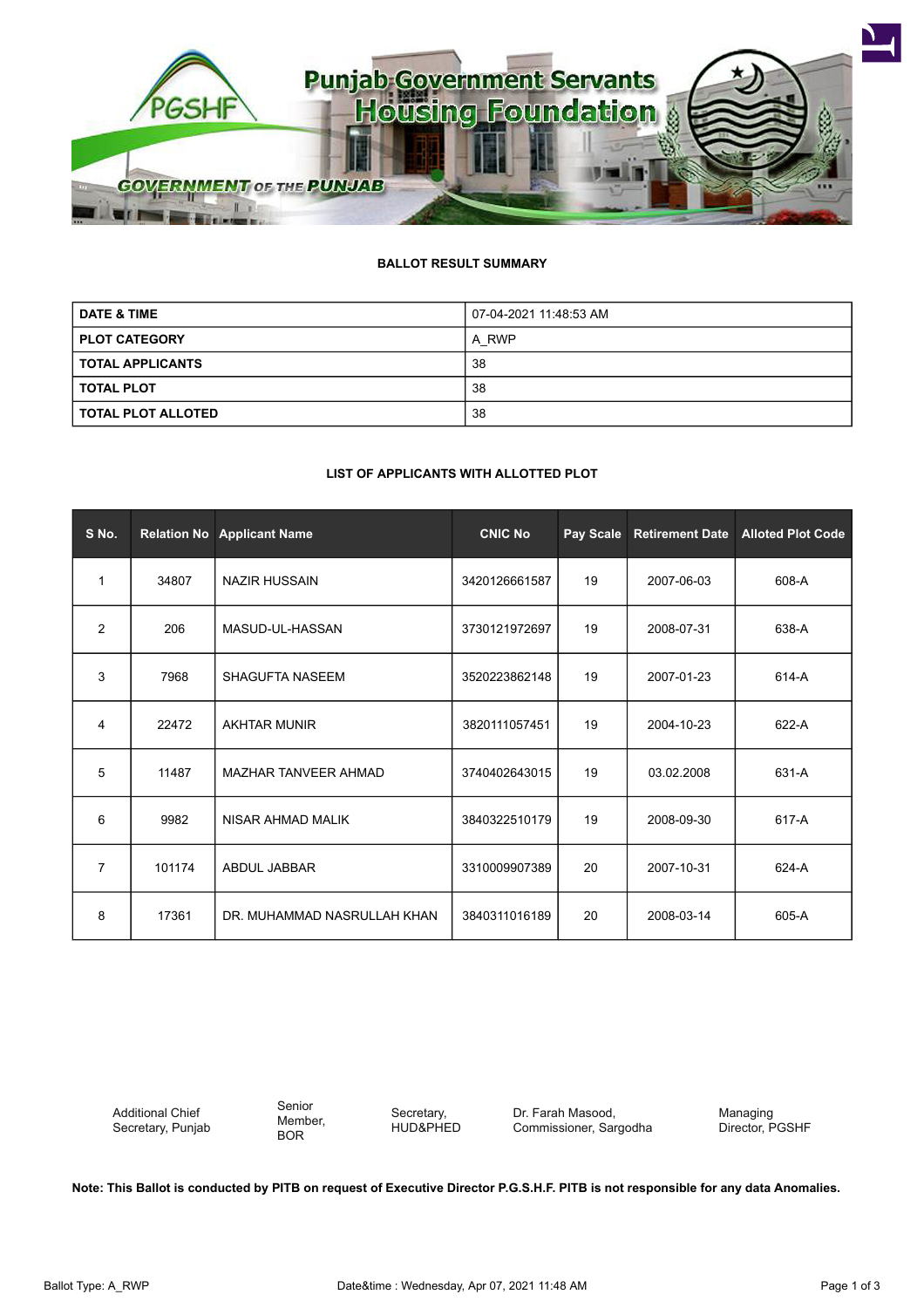# Punjab Government Servants Housing Foundation

GOVERNMENT OF THE PUNJAB

## BALLOT RESULT SUMMARY

| | |
|---|---|
| **DATE & TIME** | 07-04-2021 11:48:53 AM |
| **PLOT CATEGORY** | A_RWP |
| **TOTAL APPLICANTS** | 38 |
| **TOTAL PLOT** | 38 |
| **TOTAL PLOT ALLOTED** | 38 |

## LIST OF APPLICANTS WITH ALLOTTED PLOT

| S No. | Relation No | Applicant Name | CNIC No | Pay Scale | Retirement Date | Alloted Plot Code |
|---|---|---|---|---|---|---|
| 1 | 34807 | NAZIR HUSSAIN | 3420126661587 | 19 | 2007-06-03 | 608-A |
| 2 | 206 | MASUD-UL-HASSAN | 3730121972697 | 19 | 2008-07-31 | 638-A |
| 3 | 7968 | SHAGUFTA NASEEM | 3520223862148 | 19 | 2007-01-23 | 614-A |
| 4 | 22472 | AKHTAR MUNIR | 3820111057451 | 19 | 2004-10-23 | 622-A |
| 5 | 11487 | MAZHAR TANVEER AHMAD | 3740402643015 | 19 | 03.02.2008 | 631-A |
| 6 | 9982 | NISAR AHMAD MALIK | 3840322510179 | 19 | 2008-09-30 | 617-A |
| 7 | 101174 | ABDUL JABBAR | 3310009907389 | 20 | 2007-10-31 | 624-A |
| 8 | 17361 | DR. MUHAMMAD NASRULLAH KHAN | 3840311016189 | 20 | 2008-03-14 | 605-A |

| | | | | |
|---|---|---|---|---|
| Additional Chief Secretary, Punjab | Senior Member, BOR | Secretary, HUD&PHED | Dr. Farah Masood, Commissioner, Sargodha | Managing Director, PGSHF |

**Note: This Ballot is conducted by PITB on request of Executive Director P.G.S.H.F. PITB is not responsible for any data Anomalies.**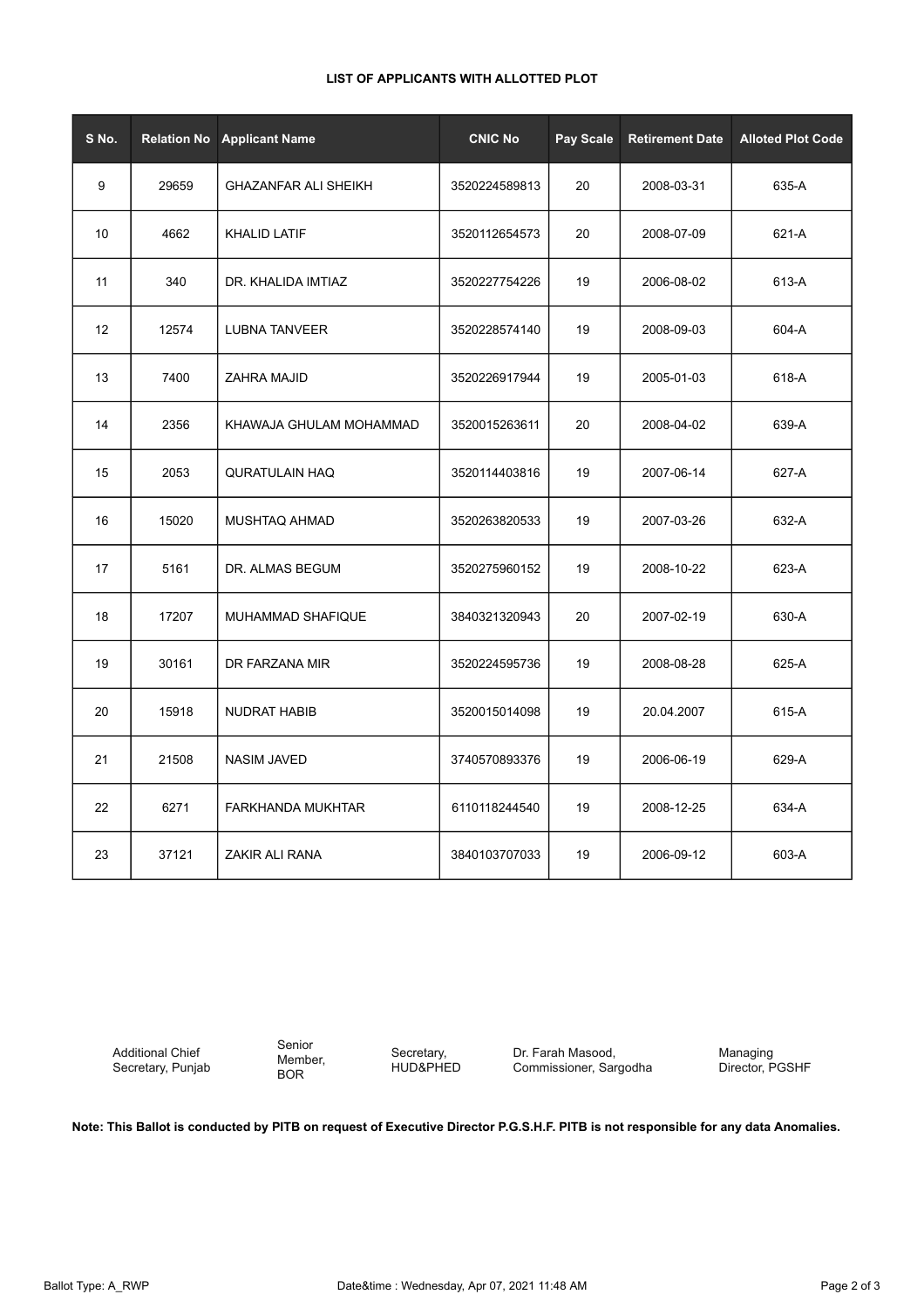**LIST OF APPLICANTS WITH ALLOTTED PLOT**

| S No. | Relation No | Applicant Name | CNIC No | Pay Scale | Retirement Date | Alloted Plot Code |
|---|---|---|---|---|---|---|
| 9 | 29659 | GHAZANFAR ALI SHEIKH | 3520224589813 | 20 | 2008-03-31 | 635-A |
| 10 | 4662 | KHALID LATIF | 3520112654573 | 20 | 2008-07-09 | 621-A |
| 11 | 340 | DR. KHALIDA IMTIAZ | 3520227754226 | 19 | 2006-08-02 | 613-A |
| 12 | 12574 | LUBNA TANVEER | 3520228574140 | 19 | 2008-09-03 | 604-A |
| 13 | 7400 | ZAHRA MAJID | 3520226917944 | 19 | 2005-01-03 | 618-A |
| 14 | 2356 | KHAWAJA GHULAM MOHAMMAD | 3520015263611 | 20 | 2008-04-02 | 639-A |
| 15 | 2053 | QURATULAIN HAQ | 3520114403816 | 19 | 2007-06-14 | 627-A |
| 16 | 15020 | MUSHTAQ AHMAD | 3520263820533 | 19 | 2007-03-26 | 632-A |
| 17 | 5161 | DR. ALMAS BEGUM | 3520275960152 | 19 | 2008-10-22 | 623-A |
| 18 | 17207 | MUHAMMAD SHAFIQUE | 3840321320943 | 20 | 2007-02-19 | 630-A |
| 19 | 30161 | DR FARZANA MIR | 3520224595736 | 19 | 2008-08-28 | 625-A |
| 20 | 15918 | NUDRAT HABIB | 3520015014098 | 19 | 20.04.2007 | 615-A |
| 21 | 21508 | NASIM JAVED | 3740570893376 | 19 | 2006-06-19 | 629-A |
| 22 | 6271 | FARKHANDA MUKHTAR | 6110118244540 | 19 | 2008-12-25 | 634-A |
| 23 | 37121 | ZAKIR ALI RANA | 3840103707033 | 19 | 2006-09-12 | 603-A |

Additional Chief Secretary, Punjab

Senior Member, BOR

Secretary, HUD&PHED

Dr. Farah Masood, Commissioner, Sargodha

Managing Director, PGSHF

**Note: This Ballot is conducted by PITB on request of Executive Director P.G.S.H.F. PITB is not responsible for any data Anomalies.**

Ballot Type: A_RWP

Date&time : Wednesday, Apr 07, 2021 11:48 AM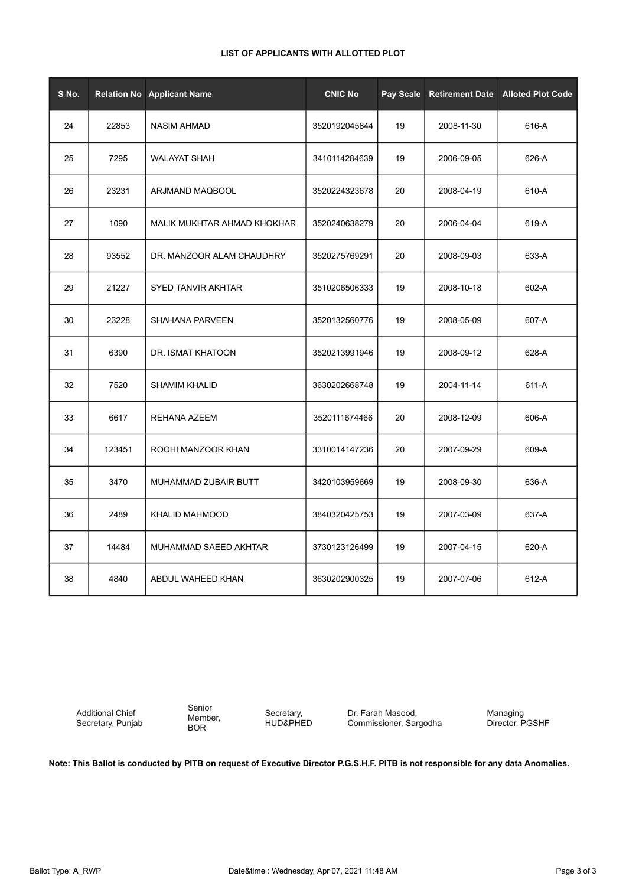**LIST OF APPLICANTS WITH ALLOTTED PLOT**

| S No. | Relation No | Applicant Name | CNIC No | Pay Scale | Retirement Date | Alloted Plot Code |
|---|---|---|---|---|---|---|
| 24 | 22853 | NASIM AHMAD | 3520192045844 | 19 | 2008-11-30 | 616-A |
| 25 | 7295 | WALAYAT SHAH | 3410114284639 | 19 | 2006-09-05 | 626-A |
| 26 | 23231 | ARJMAND MAQBOOL | 3520224323678 | 20 | 2008-04-19 | 610-A |
| 27 | 1090 | MALIK MUKHTAR AHMAD KHOKHAR | 3520240638279 | 20 | 2006-04-04 | 619-A |
| 28 | 93552 | DR. MANZOOR ALAM CHAUDHRY | 3520275769291 | 20 | 2008-09-03 | 633-A |
| 29 | 21227 | SYED TANVIR AKHTAR | 3510206506333 | 19 | 2008-10-18 | 602-A |
| 30 | 23228 | SHAHANA PARVEEN | 3520132560776 | 19 | 2008-05-09 | 607-A |
| 31 | 6390 | DR. ISMAT KHATOON | 3520213991946 | 19 | 2008-09-12 | 628-A |
| 32 | 7520 | SHAMIM KHALID | 3630202668748 | 19 | 2004-11-14 | 611-A |
| 33 | 6617 | REHANA AZEEM | 3520111674466 | 20 | 2008-12-09 | 606-A |
| 34 | 123451 | ROOHI MANZOOR KHAN | 3310014147236 | 20 | 2007-09-29 | 609-A |
| 35 | 3470 | MUHAMMAD ZUBAIR BUTT | 3420103959669 | 19 | 2008-09-30 | 636-A |
| 36 | 2489 | KHALID MAHMOOD | 3840320425753 | 19 | 2007-03-09 | 637-A |
| 37 | 14484 | MUHAMMAD SAEED AKHTAR | 3730123126499 | 19 | 2007-04-15 | 620-A |
| 38 | 4840 | ABDUL WAHEED KHAN | 3630202900325 | 19 | 2007-07-06 | 612-A |

Additional Chief Secretary, Punjab

Senior Member, BOR

Secretary, HUD&PHED

Dr. Farah Masood, Commissioner, Sargodha

Managing Director, PGSHF

**Note: This Ballot is conducted by PITB on request of Executive Director P.G.S.H.F. PITB is not responsible for any data Anomalies.**

Ballot Type: A_RWP

Date&time : Wednesday, Apr 07, 2021 11:48 AM